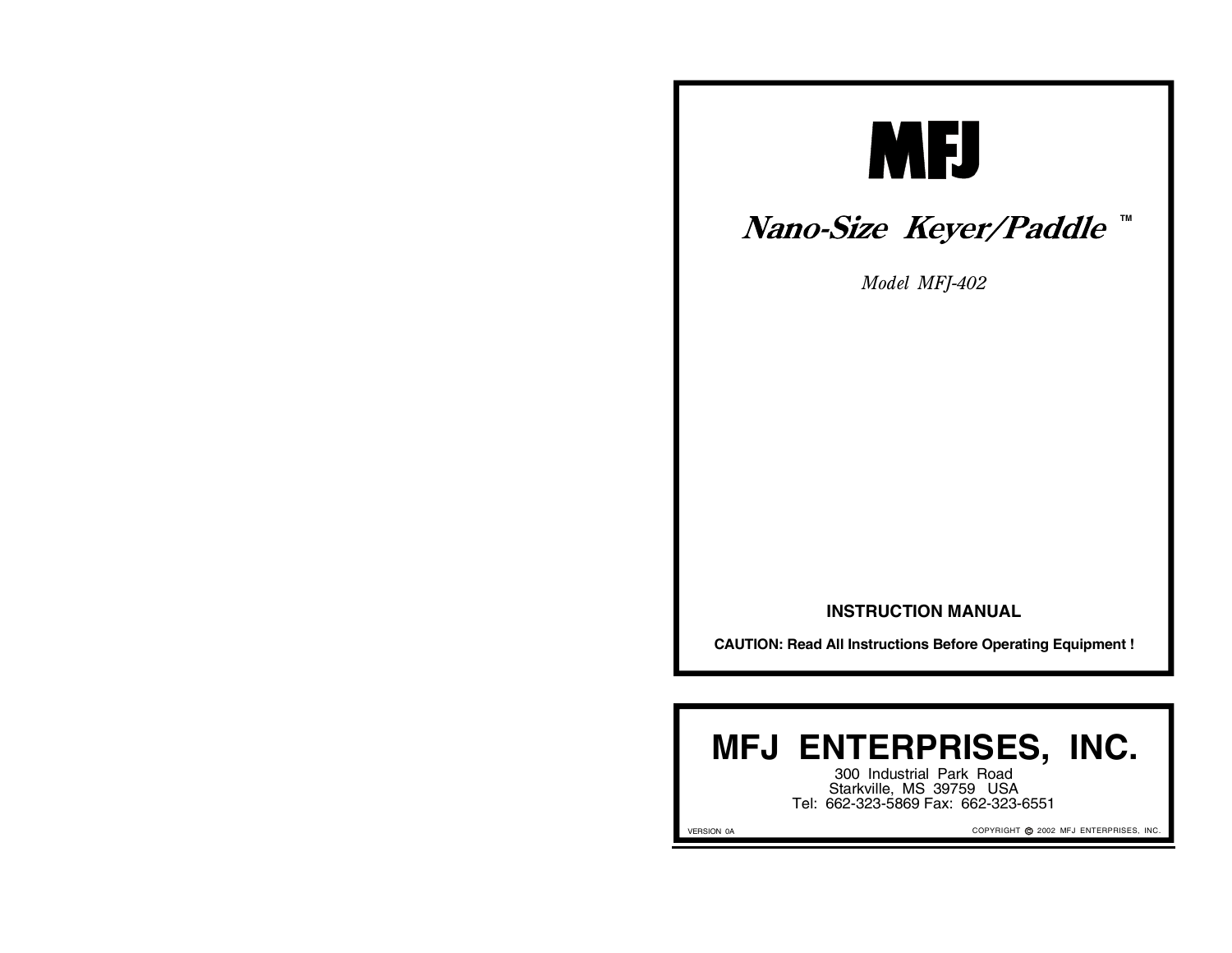# MFJ

## *Nano-Size Keyer/Paddle* ™

*Model MFJ-402*

**INSTRUCTION MANUAL**

**CAUTION: Read All Instructions Before Operating Equipment !**

# MFJ ENTERPRISES, INC.

300 Industrial Park Road
Starkville, MS 39759 USA
Tel: 662-323-5869 Fax: 662-323-6551

VERSION 0A

COPYRIGHT © 2002 MFJ ENTERPRISES, INC.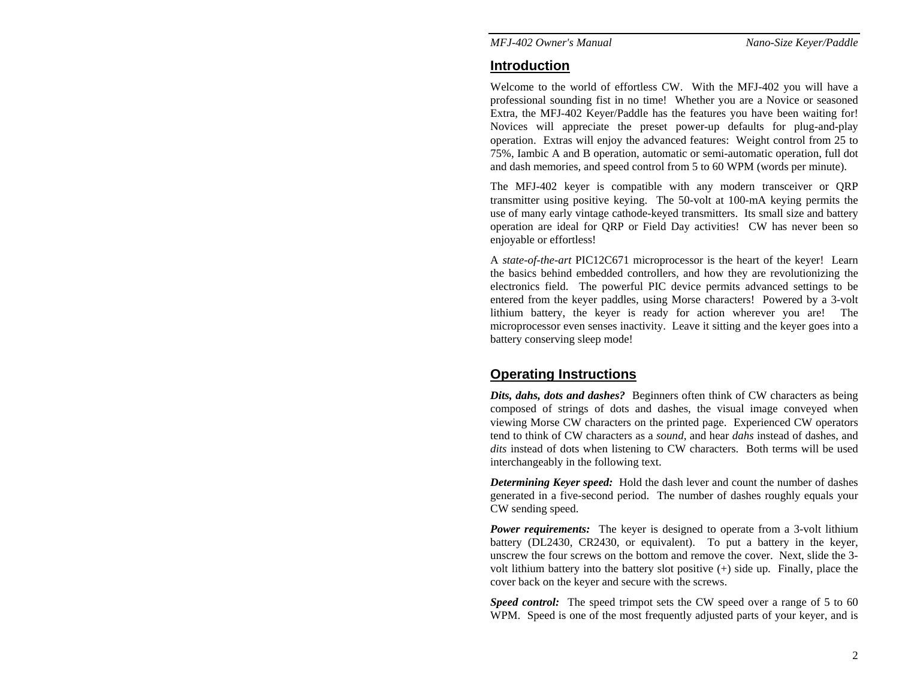## Introduction

Welcome to the world of effortless CW. With the MFJ-402 you will have a professional sounding fist in no time! Whether you are a Novice or seasoned Extra, the MFJ-402 Keyer/Paddle has the features you have been waiting for! Novices will appreciate the preset power-up defaults for plug-and-play operation. Extras will enjoy the advanced features: Weight control from 25 to 75%, Iambic A and B operation, automatic or semi-automatic operation, full dot and dash memories, and speed control from 5 to 60 WPM (words per minute).

The MFJ-402 keyer is compatible with any modern transceiver or QRP transmitter using positive keying. The 50-volt at 100-mA keying permits the use of many early vintage cathode-keyed transmitters. Its small size and battery operation are ideal for QRP or Field Day activities! CW has never been so enjoyable or effortless!

A *state-of-the-art* PIC12C671 microprocessor is the heart of the keyer! Learn the basics behind embedded controllers, and how they are revolutionizing the electronics field. The powerful PIC device permits advanced settings to be entered from the keyer paddles, using Morse characters! Powered by a 3-volt lithium battery, the keyer is ready for action wherever you are! The microprocessor even senses inactivity. Leave it sitting and the keyer goes into a battery conserving sleep mode!

## Operating Instructions

***Dits, dahs, dots and dashes?*** Beginners often think of CW characters as being composed of strings of dots and dashes, the visual image conveyed when viewing Morse CW characters on the printed page. Experienced CW operators tend to think of CW characters as a *sound*, and hear *dahs* instead of dashes, and *dits* instead of dots when listening to CW characters. Both terms will be used interchangeably in the following text.

***Determining Keyer speed:*** Hold the dash lever and count the number of dashes generated in a five-second period. The number of dashes roughly equals your CW sending speed.

***Power requirements:*** The keyer is designed to operate from a 3-volt lithium battery (DL2430, CR2430, or equivalent). To put a battery in the keyer, unscrew the four screws on the bottom and remove the cover. Next, slide the 3-volt lithium battery into the battery slot positive (+) side up. Finally, place the cover back on the keyer and secure with the screws.

***Speed control:*** The speed trimpot sets the CW speed over a range of 5 to 60 WPM. Speed is one of the most frequently adjusted parts of your keyer, and is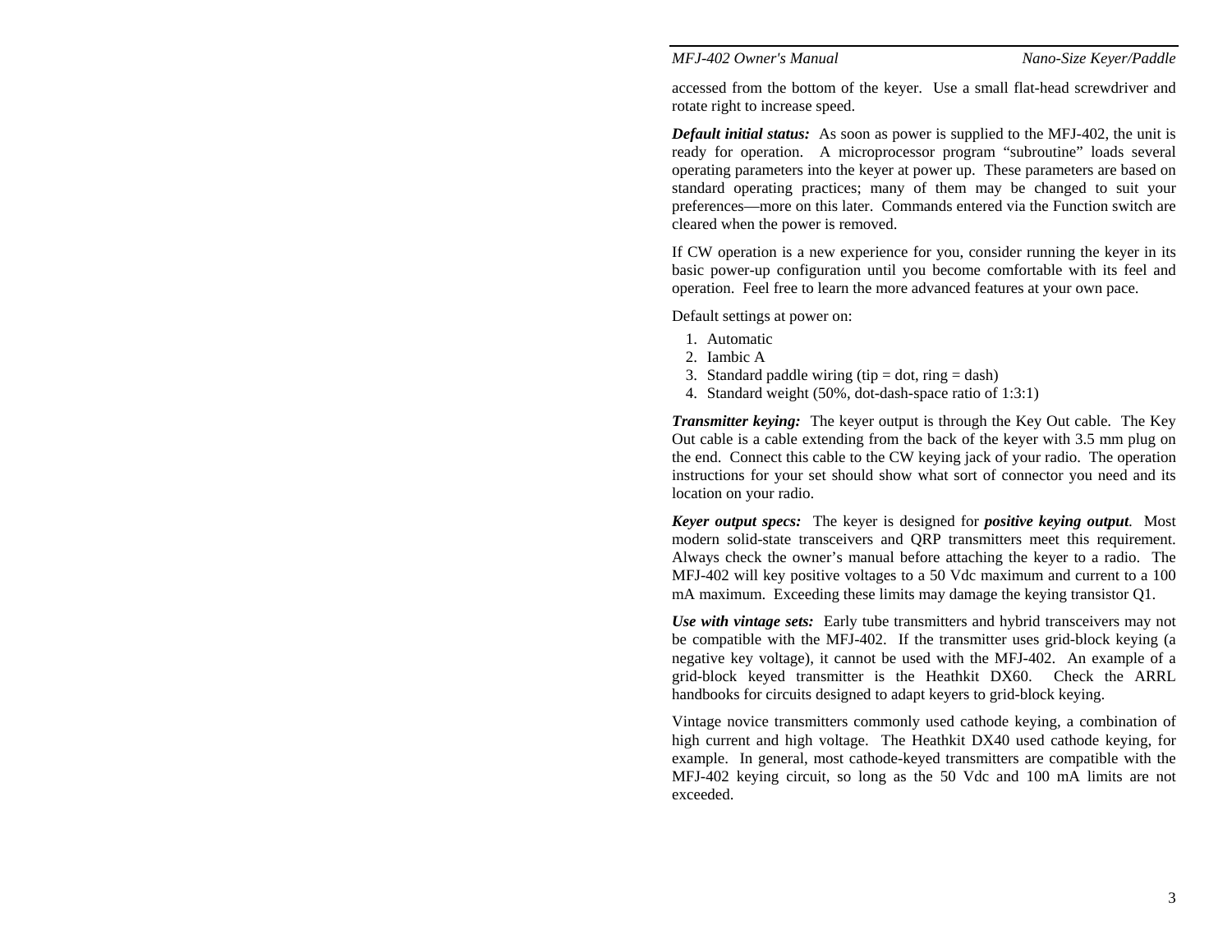accessed from the bottom of the keyer. Use a small flat-head screwdriver and rotate right to increase speed.

***Default initial status:*** As soon as power is supplied to the MFJ-402, the unit is ready for operation. A microprocessor program “subroutine” loads several operating parameters into the keyer at power up. These parameters are based on standard operating practices; many of them may be changed to suit your preferences—more on this later. Commands entered via the Function switch are cleared when the power is removed.

If CW operation is a new experience for you, consider running the keyer in its basic power-up configuration until you become comfortable with its feel and operation. Feel free to learn the more advanced features at your own pace.

Default settings at power on:

1. Automatic
2. Iambic A
3. Standard paddle wiring (tip = dot, ring = dash)
4. Standard weight (50%, dot-dash-space ratio of 1:3:1)

***Transmitter keying:*** The keyer output is through the Key Out cable. The Key Out cable is a cable extending from the back of the keyer with 3.5 mm plug on the end. Connect this cable to the CW keying jack of your radio. The operation instructions for your set should show what sort of connector you need and its location on your radio.

***Keyer output specs:*** The keyer is designed for ***positive keying output***. Most modern solid-state transceivers and QRP transmitters meet this requirement. Always check the owner’s manual before attaching the keyer to a radio. The MFJ-402 will key positive voltages to a 50 Vdc maximum and current to a 100 mA maximum. Exceeding these limits may damage the keying transistor Q1.

***Use with vintage sets:*** Early tube transmitters and hybrid transceivers may not be compatible with the MFJ-402. If the transmitter uses grid-block keying (a negative key voltage), it cannot be used with the MFJ-402. An example of a grid-block keyed transmitter is the Heathkit DX60. Check the ARRL handbooks for circuits designed to adapt keyers to grid-block keying.

Vintage novice transmitters commonly used cathode keying, a combination of high current and high voltage. The Heathkit DX40 used cathode keying, for example. In general, most cathode-keyed transmitters are compatible with the MFJ-402 keying circuit, so long as the 50 Vdc and 100 mA limits are not exceeded.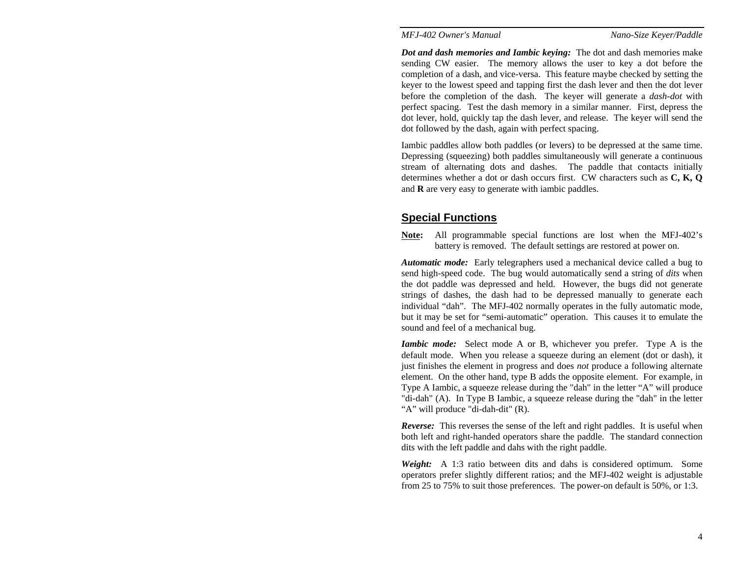***Dot and dash memories and Iambic keying:*** The dot and dash memories make sending CW easier. The memory allows the user to key a dot before the completion of a dash, and vice-versa. This feature maybe checked by setting the keyer to the lowest speed and tapping first the dash lever and then the dot lever before the completion of the dash. The keyer will generate a *dash-dot* with perfect spacing. Test the dash memory in a similar manner. First, depress the dot lever, hold, quickly tap the dash lever, and release. The keyer will send the dot followed by the dash, again with perfect spacing.

Iambic paddles allow both paddles (or levers) to be depressed at the same time. Depressing (squeezing) both paddles simultaneously will generate a continuous stream of alternating dots and dashes. The paddle that contacts initially determines whether a dot or dash occurs first. CW characters such as **C, K, Q** and **R** are very easy to generate with iambic paddles.

## Special Functions

**Note:** All programmable special functions are lost when the MFJ-402's battery is removed. The default settings are restored at power on.

***Automatic mode:*** Early telegraphers used a mechanical device called a bug to send high-speed code. The bug would automatically send a string of *dits* when the dot paddle was depressed and held. However, the bugs did not generate strings of dashes, the dash had to be depressed manually to generate each individual "dah". The MFJ-402 normally operates in the fully automatic mode, but it may be set for "semi-automatic" operation. This causes it to emulate the sound and feel of a mechanical bug.

***Iambic mode:*** Select mode A or B, whichever you prefer. Type A is the default mode. When you release a squeeze during an element (dot or dash), it just finishes the element in progress and does *not* produce a following alternate element. On the other hand, type B adds the opposite element. For example, in Type A Iambic, a squeeze release during the "dah" in the letter "A" will produce "di-dah" (A). In Type B Iambic, a squeeze release during the "dah" in the letter "A" will produce "di-dah-dit" (R).

***Reverse:*** This reverses the sense of the left and right paddles. It is useful when both left and right-handed operators share the paddle. The standard connection dits with the left paddle and dahs with the right paddle.

***Weight:*** A 1:3 ratio between dits and dahs is considered optimum. Some operators prefer slightly different ratios; and the MFJ-402 weight is adjustable from 25 to 75% to suit those preferences. The power-on default is 50%, or 1:3.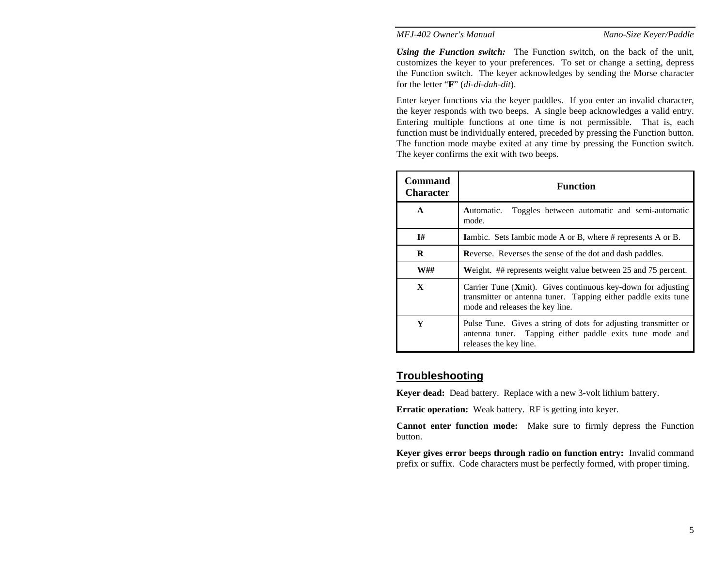**Using the Function switch:** The Function switch, on the back of the unit, customizes the keyer to your preferences. To set or change a setting, depress the Function switch. The keyer acknowledges by sending the Morse character for the letter "**F**" (*di-di-dah-dit*).

Enter keyer functions via the keyer paddles. If you enter an invalid character, the keyer responds with two beeps. A single beep acknowledges a valid entry. Entering multiple functions at one time is not permissible. That is, each function must be individually entered, preceded by pressing the Function button. The function mode maybe exited at any time by pressing the Function switch. The keyer confirms the exit with two beeps.

| Command Character | Function |
|---|---|
| **A** | **A**utomatic. Toggles between automatic and semi-automatic mode. |
| **I#** | **I**ambic. Sets Iambic mode A or B, where # represents A or B. |
| **R** | **R**everse. Reverses the sense of the dot and dash paddles. |
| **W##** | **W**eight. ## represents weight value between 25 and 75 percent. |
| **X** | Carrier Tune (**X**mit). Gives continuous key-down for adjusting transmitter or antenna tuner. Tapping either paddle exits tune mode and releases the key line. |
| **Y** | Pulse Tune. Gives a string of dots for adjusting transmitter or antenna tuner. Tapping either paddle exits tune mode and releases the key line. |

## Troubleshooting

**Keyer dead:** Dead battery. Replace with a new 3-volt lithium battery.

**Erratic operation:** Weak battery. RF is getting into keyer.

**Cannot enter function mode:** Make sure to firmly depress the Function button.

**Keyer gives error beeps through radio on function entry:** Invalid command prefix or suffix. Code characters must be perfectly formed, with proper timing.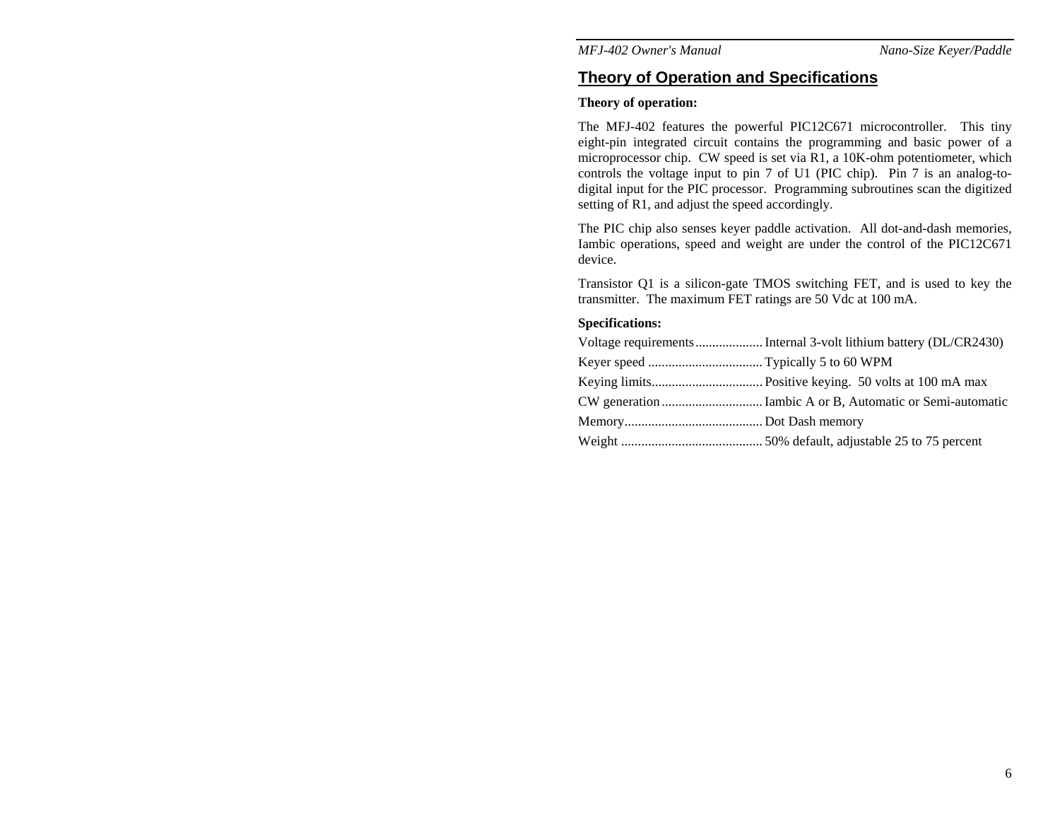## Theory of Operation and Specifications

**Theory of operation:**

The MFJ-402 features the powerful PIC12C671 microcontroller. This tiny eight-pin integrated circuit contains the programming and basic power of a microprocessor chip. CW speed is set via R1, a 10K-ohm potentiometer, which controls the voltage input to pin 7 of U1 (PIC chip). Pin 7 is an analog-to-digital input for the PIC processor. Programming subroutines scan the digitized setting of R1, and adjust the speed accordingly.

The PIC chip also senses keyer paddle activation. All dot-and-dash memories, Iambic operations, speed and weight are under the control of the PIC12C671 device.

Transistor Q1 is a silicon-gate TMOS switching FET, and is used to key the transmitter. The maximum FET ratings are 50 Vdc at 100 mA.

**Specifications:**

Voltage requirements.................... Internal 3-volt lithium battery (DL/CR2430)

Keyer speed .................................. Typically 5 to 60 WPM

Keying limits................................. Positive keying. 50 volts at 100 mA max

CW generation .............................. Iambic A or B, Automatic or Semi-automatic

Memory......................................... Dot Dash memory

Weight .......................................... 50% default, adjustable 25 to 75 percent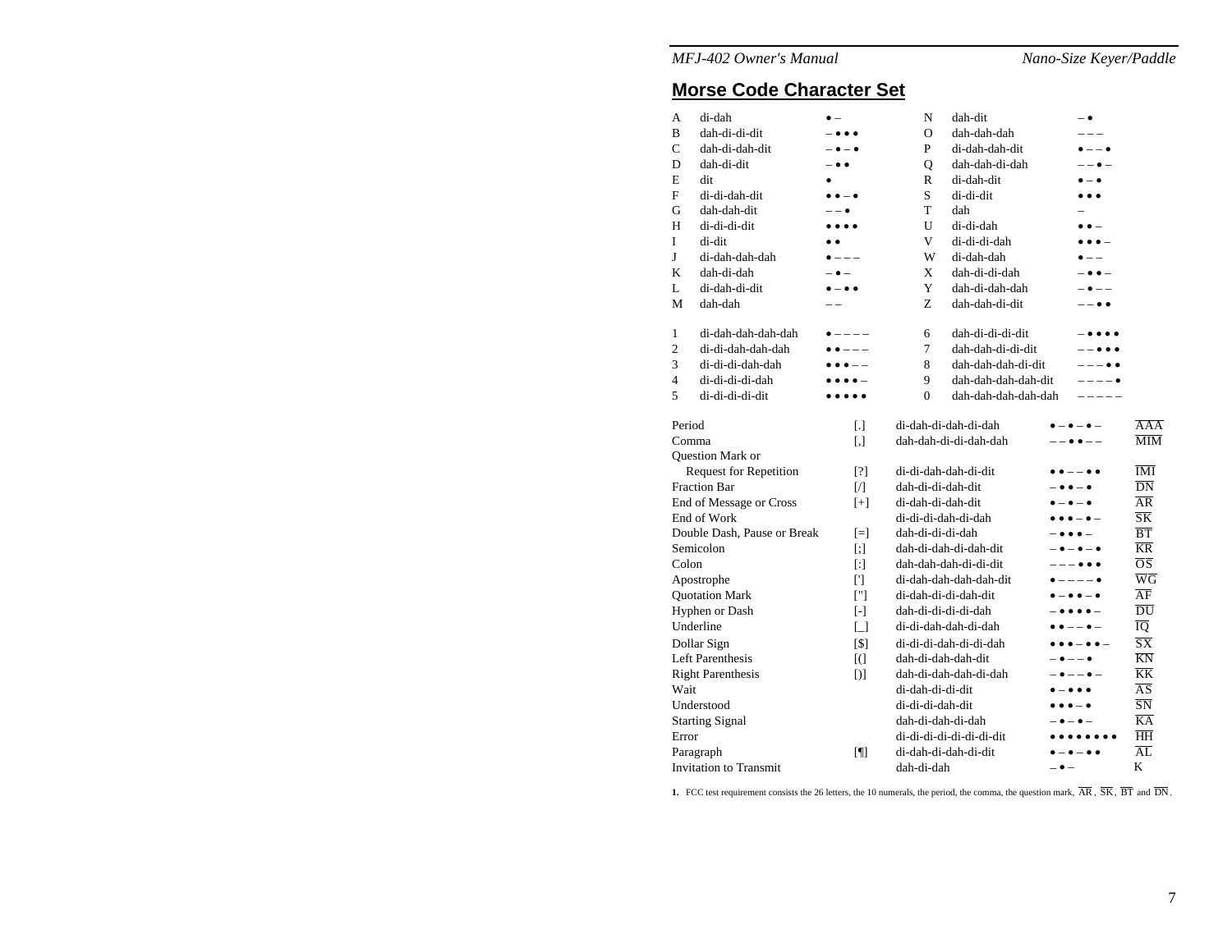## Morse Code Character Set

| | | | | | |
|---|---|---|---|---|---|
| A | di-dah | • – | N | dah-dit | – • |
| B | dah-di-di-dit | – • • • | O | dah-dah-dah | – – – |
| C | dah-di-dah-dit | – • – • | P | di-dah-dah-dit | • – – • |
| D | dah-di-dit | – • • | Q | dah-dah-di-dah | – – • – |
| E | dit | • | R | di-dah-dit | • – • |
| F | di-di-dah-dit | • • – • | S | di-di-dit | • • • |
| G | dah-dah-dit | – – • | T | dah | – |
| H | di-di-di-dit | • • • • | U | di-di-dah | • • – |
| I | di-dit | • • | V | di-di-di-dah | • • • – |
| J | di-dah-dah-dah | • – – – | W | di-dah-dah | • – – |
| K | dah-di-dah | – • – | X | dah-di-di-dah | – • • – |
| L | di-dah-di-dit | • – • • | Y | dah-di-dah-dah | – • – – |
| M | dah-dah | – – | Z | dah-dah-di-dit | – – • • |

| | | | | | |
|---|---|---|---|---|---|
| 1 | di-dah-dah-dah-dah | • – – – – | 6 | dah-di-di-di-dit | – • • • • |
| 2 | di-di-dah-dah-dah | • • – – – | 7 | dah-dah-di-di-dit | – – • • • |
| 3 | di-di-di-dah-dah | • • • – – | 8 | dah-dah-dah-di-dit | – – – • • |
| 4 | di-di-di-di-dah | • • • • – | 9 | dah-dah-dah-dah-dit | – – – – • |
| 5 | di-di-di-di-dit | • • • • • | 0 | dah-dah-dah-dah-dah | – – – – – |

| | | | | |
|---|---|---|---|---|
| Period | [.] | di-dah-di-dah-di-dah | • – • – • – | $\overline{\text{AAA}}$ |
| Comma | [,] | dah-dah-di-di-dah-dah | – – • • – – | $\overline{\text{MIM}}$ |
| Question Mark or Request for Repetition | [?] | di-di-dah-dah-di-dit | • • – – • • | $\overline{\text{IMI}}$ |
| Fraction Bar | [/] | dah-di-di-dah-dit | – • • – • | $\overline{\text{DN}}$ |
| End of Message or Cross | [+] | di-dah-di-dah-dit | • – • – • | $\overline{\text{AR}}$ |
| End of Work | | di-di-di-dah-di-dah | • • • – • – | $\overline{\text{SK}}$ |
| Double Dash, Pause or Break | [=] | dah-di-di-di-dah | – • • • – | $\overline{\text{BT}}$ |
| Semicolon | [;] | dah-di-dah-di-dah-dit | – • – • – • | $\overline{\text{KR}}$ |
| Colon | [:] | dah-dah-dah-di-di-dit | – – – • • • | $\overline{\text{OS}}$ |
| Apostrophe | ['] | di-dah-dah-dah-dah-dit | • – – – – • | $\overline{\text{WG}}$ |
| Quotation Mark | ["] | di-dah-di-di-dah-dit | • – • • – • | $\overline{\text{AF}}$ |
| Hyphen or Dash | [-] | dah-di-di-di-di-dah | – • • • • – | $\overline{\text{DU}}$ |
| Underline | [_] | di-di-dah-dah-di-dah | • • – – • – | $\overline{\text{IQ}}$ |
| Dollar Sign | [$] | di-di-di-dah-di-di-dah | • • • – • • – | $\overline{\text{SX}}$ |
| Left Parenthesis | [(] | dah-di-dah-dah-dit | – • – – • | $\overline{\text{KN}}$ |
| Right Parenthesis | [)] | dah-di-dah-dah-di-dah | – • – – • – | $\overline{\text{KK}}$ |
| Wait | | di-dah-di-di-dit | • – • • • | $\overline{\text{AS}}$ |
| Understood | | di-di-di-dah-dit | • • • – • | $\overline{\text{SN}}$ |
| Starting Signal | | dah-di-dah-di-dah | – • – • – | $\overline{\text{KA}}$ |
| Error | | di-di-di-di-di-di-di-dit | • • • • • • • • | $\overline{\text{HH}}$ |
| Paragraph | [¶] | di-dah-di-dah-di-dit | • – • – • • | $\overline{\text{AL}}$ |
| Invitation to Transmit | | dah-di-dah | – • – | K |

**1.** FCC test requirement consists the 26 letters, the 10 numerals, the period, the comma, the question mark, $\overline{\text{AR}}$, $\overline{\text{SK}}$, $\overline{\text{BT}}$ and $\overline{\text{DN}}$.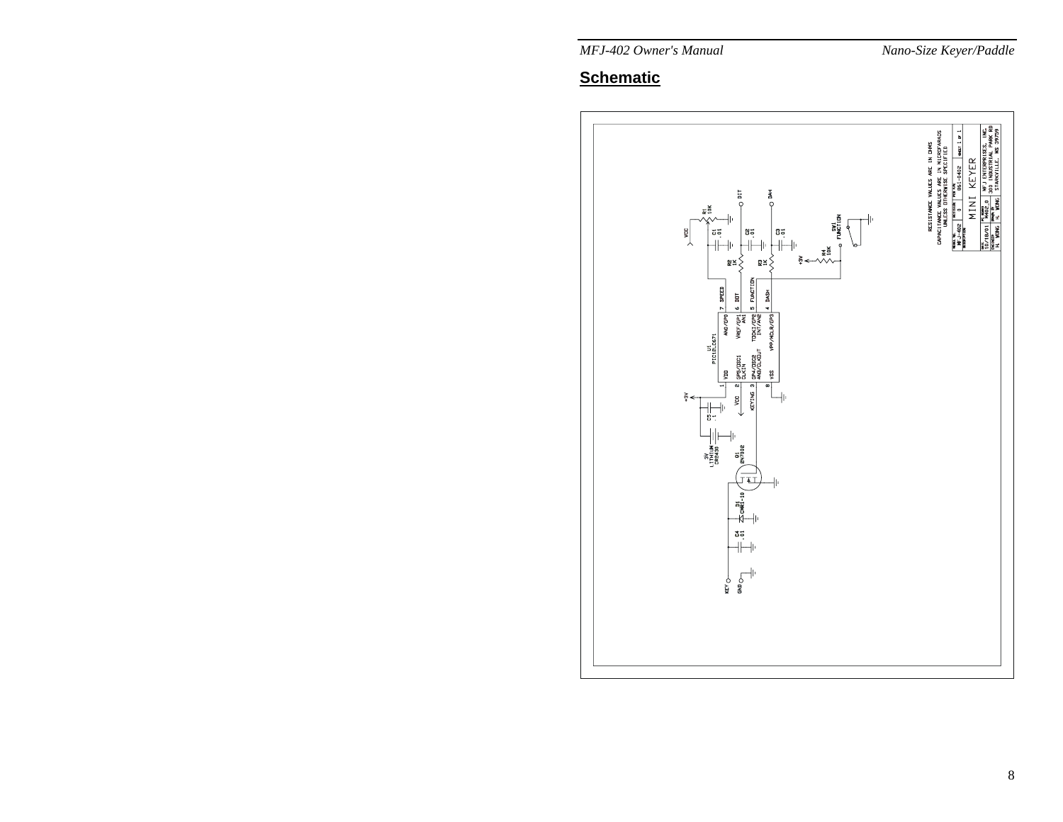## Schematic

RESISTANCE VALUES ARE IN OHMS

CAPACITANCE VALUES ARE IN MICROFARADS

UNLESS OTHERWISE SPECIFIED

MINI KEYER

MFJ-402

MFJ ENTERPRISES, INC.

300 INDUSTRIAL PARK RD

STARKVILLE, MS 39759